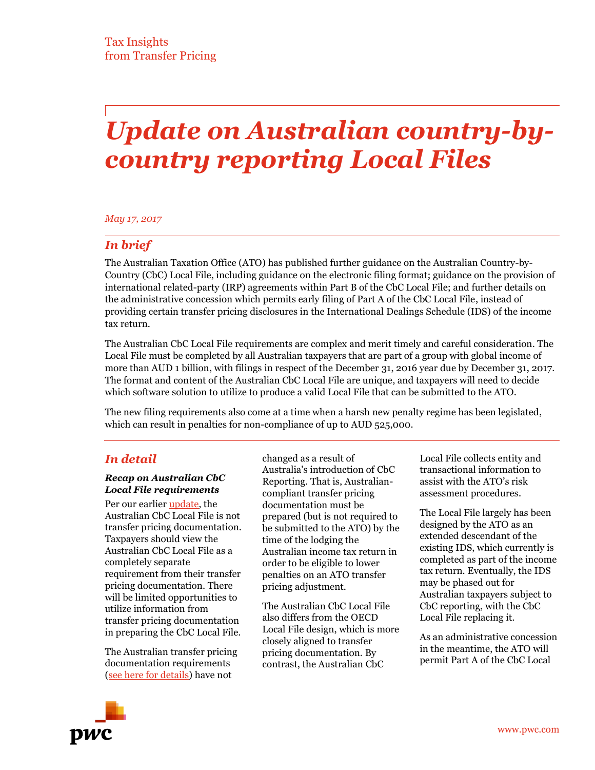Tax Insights from Transfer Pricing

# Update on Australian country-by-country reporting Local Files

*May 17, 2017*

## In brief

The Australian Taxation Office (ATO) has published further guidance on the Australian Country-by-Country (CbC) Local File, including guidance on the electronic filing format; guidance on the provision of international related-party (IRP) agreements within Part B of the CbC Local File; and further details on the administrative concession which permits early filing of Part A of the CbC Local File, instead of providing certain transfer pricing disclosures in the International Dealings Schedule (IDS) of the income tax return.

The Australian CbC Local File requirements are complex and merit timely and careful consideration. The Local File must be completed by all Australian taxpayers that are part of a group with global income of more than AUD 1 billion, with filings in respect of the December 31, 2016 year due by December 31, 2017. The format and content of the Australian CbC Local File are unique, and taxpayers will need to decide which software solution to utilize to produce a valid Local File that can be submitted to the ATO.

The new filing requirements also come at a time when a harsh new penalty regime has been legislated, which can result in penalties for non-compliance of up to AUD 525,000.

## In detail

### Recap on Australian CbC Local File requirements

Per our earlier update, the Australian CbC Local File is not transfer pricing documentation. Taxpayers should view the Australian CbC Local File as a completely separate requirement from their transfer pricing documentation. There will be limited opportunities to utilize information from transfer pricing documentation in preparing the CbC Local File.

The Australian transfer pricing documentation requirements (see here for details) have not changed as a result of Australia's introduction of CbC Reporting. That is, Australian-compliant transfer pricing documentation must be prepared (but is not required to be submitted to the ATO) by the time of the lodging the Australian income tax return in order to be eligible to lower penalties on an ATO transfer pricing adjustment.

The Australian CbC Local File also differs from the OECD Local File design, which is more closely aligned to transfer pricing documentation. By contrast, the Australian CbC Local File collects entity and transactional information to assist with the ATO's risk assessment procedures.

The Local File largely has been designed by the ATO as an extended descendant of the existing IDS, which currently is completed as part of the income tax return. Eventually, the IDS may be phased out for Australian taxpayers subject to CbC reporting, with the CbC Local File replacing it.

As an administrative concession in the meantime, the ATO will permit Part A of the CbC Local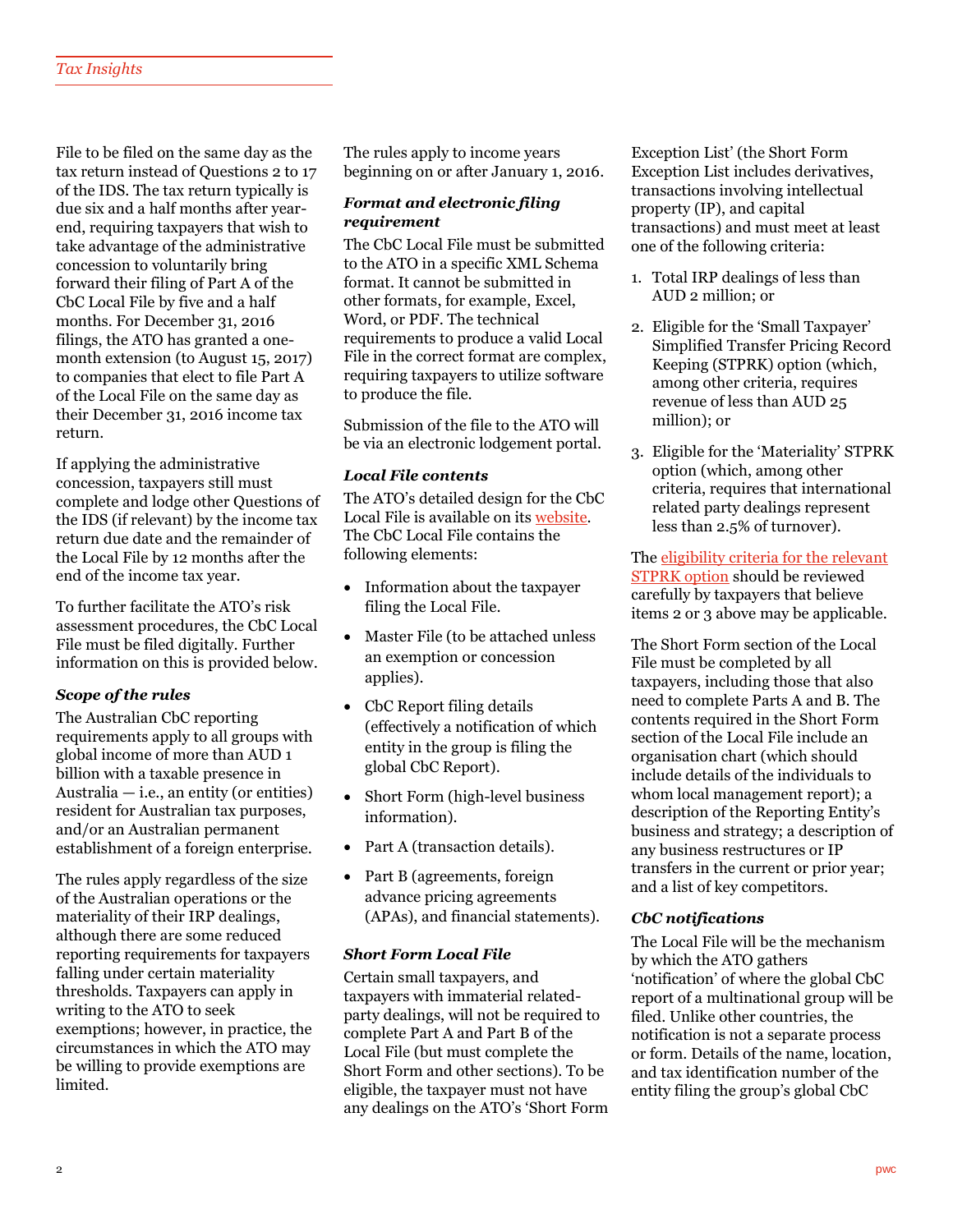File to be filed on the same day as the tax return instead of Questions 2 to 17 of the IDS. The tax return typically is due six and a half months after year-end, requiring taxpayers that wish to take advantage of the administrative concession to voluntarily bring forward their filing of Part A of the CbC Local File by five and a half months. For December 31, 2016 filings, the ATO has granted a one-month extension (to August 15, 2017) to companies that elect to file Part A of the Local File on the same day as their December 31, 2016 income tax return.

If applying the administrative concession, taxpayers still must complete and lodge other Questions of the IDS (if relevant) by the income tax return due date and the remainder of the Local File by 12 months after the end of the income tax year.

To further facilitate the ATO's risk assessment procedures, the CbC Local File must be filed digitally. Further information on this is provided below.

### *Scope of the rules*

The Australian CbC reporting requirements apply to all groups with global income of more than AUD 1 billion with a taxable presence in Australia — i.e., an entity (or entities) resident for Australian tax purposes, and/or an Australian permanent establishment of a foreign enterprise.

The rules apply regardless of the size of the Australian operations or the materiality of their IRP dealings, although there are some reduced reporting requirements for taxpayers falling under certain materiality thresholds. Taxpayers can apply in writing to the ATO to seek exemptions; however, in practice, the circumstances in which the ATO may be willing to provide exemptions are limited.

The rules apply to income years beginning on or after January 1, 2016.

### *Format and electronic filing requirement*

The CbC Local File must be submitted to the ATO in a specific XML Schema format. It cannot be submitted in other formats, for example, Excel, Word, or PDF. The technical requirements to produce a valid Local File in the correct format are complex, requiring taxpayers to utilize software to produce the file.

Submission of the file to the ATO will be via an electronic lodgement portal.

### *Local File contents*

The ATO's detailed design for the CbC Local File is available on its website. The CbC Local File contains the following elements:

- Information about the taxpayer filing the Local File.
- Master File (to be attached unless an exemption or concession applies).
- CbC Report filing details (effectively a notification of which entity in the group is filing the global CbC Report).
- Short Form (high-level business information).
- Part A (transaction details).
- Part B (agreements, foreign advance pricing agreements (APAs), and financial statements).

### *Short Form Local File*

Certain small taxpayers, and taxpayers with immaterial related-party dealings, will not be required to complete Part A and Part B of the Local File (but must complete the Short Form and other sections). To be eligible, the taxpayer must not have any dealings on the ATO's 'Short Form Exception List' (the Short Form Exception List includes derivatives, transactions involving intellectual property (IP), and capital transactions) and must meet at least one of the following criteria:

1. Total IRP dealings of less than AUD 2 million; or
2. Eligible for the 'Small Taxpayer' Simplified Transfer Pricing Record Keeping (STPRK) option (which, among other criteria, requires revenue of less than AUD 25 million); or
3. Eligible for the 'Materiality' STPRK option (which, among other criteria, requires that international related party dealings represent less than 2.5% of turnover).

The eligibility criteria for the relevant STPRK option should be reviewed carefully by taxpayers that believe items 2 or 3 above may be applicable.

The Short Form section of the Local File must be completed by all taxpayers, including those that also need to complete Parts A and B. The contents required in the Short Form section of the Local File include an organisation chart (which should include details of the individuals to whom local management report); a description of the Reporting Entity's business and strategy; a description of any business restructures or IP transfers in the current or prior year; and a list of key competitors.

### *CbC notifications*

The Local File will be the mechanism by which the ATO gathers 'notification' of where the global CbC report of a multinational group will be filed. Unlike other countries, the notification is not a separate process or form. Details of the name, location, and tax identification number of the entity filing the group's global CbC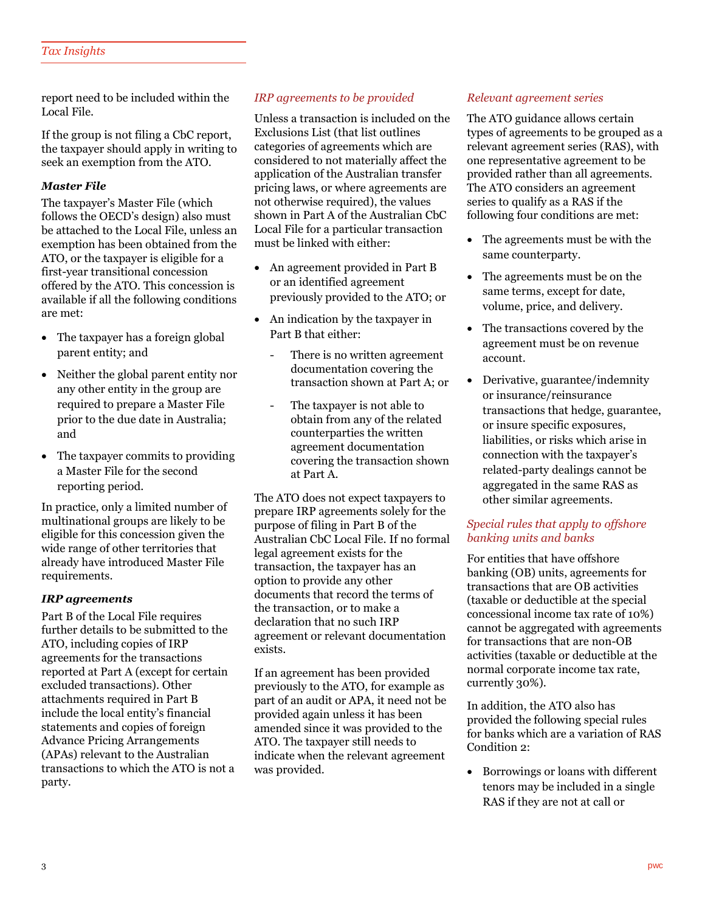report need to be included within the Local File.

If the group is not filing a CbC report, the taxpayer should apply in writing to seek an exemption from the ATO.

***Master File***

The taxpayer's Master File (which follows the OECD's design) also must be attached to the Local File, unless an exemption has been obtained from the ATO, or the taxpayer is eligible for a first-year transitional concession offered by the ATO. This concession is available if all the following conditions are met:

- The taxpayer has a foreign global parent entity; and
- Neither the global parent entity nor any other entity in the group are required to prepare a Master File prior to the due date in Australia; and
- The taxpayer commits to providing a Master File for the second reporting period.

In practice, only a limited number of multinational groups are likely to be eligible for this concession given the wide range of other territories that already have introduced Master File requirements.

***IRP agreements***

Part B of the Local File requires further details to be submitted to the ATO, including copies of IRP agreements for the transactions reported at Part A (except for certain excluded transactions). Other attachments required in Part B include the local entity's financial statements and copies of foreign Advance Pricing Arrangements (APAs) relevant to the Australian transactions to which the ATO is not a party.

*IRP agreements to be provided*

Unless a transaction is included on the Exclusions List (that list outlines categories of agreements which are considered to not materially affect the application of the Australian transfer pricing laws, or where agreements are not otherwise required), the values shown in Part A of the Australian CbC Local File for a particular transaction must be linked with either:

- An agreement provided in Part B or an identified agreement previously provided to the ATO; or
- An indication by the taxpayer in Part B that either:
  - There is no written agreement documentation covering the transaction shown at Part A; or
  - The taxpayer is not able to obtain from any of the related counterparties the written agreement documentation covering the transaction shown at Part A.

The ATO does not expect taxpayers to prepare IRP agreements solely for the purpose of filing in Part B of the Australian CbC Local File. If no formal legal agreement exists for the transaction, the taxpayer has an option to provide any other documents that record the terms of the transaction, or to make a declaration that no such IRP agreement or relevant documentation exists.

If an agreement has been provided previously to the ATO, for example as part of an audit or APA, it need not be provided again unless it has been amended since it was provided to the ATO. The taxpayer still needs to indicate when the relevant agreement was provided.

*Relevant agreement series*

The ATO guidance allows certain types of agreements to be grouped as a relevant agreement series (RAS), with one representative agreement to be provided rather than all agreements. The ATO considers an agreement series to qualify as a RAS if the following four conditions are met:

- The agreements must be with the same counterparty.
- The agreements must be on the same terms, except for date, volume, price, and delivery.
- The transactions covered by the agreement must be on revenue account.
- Derivative, guarantee/indemnity or insurance/reinsurance transactions that hedge, guarantee, or insure specific exposures, liabilities, or risks which arise in connection with the taxpayer's related-party dealings cannot be aggregated in the same RAS as other similar agreements.

*Special rules that apply to offshore banking units and banks*

For entities that have offshore banking (OB) units, agreements for transactions that are OB activities (taxable or deductible at the special concessional income tax rate of 10%) cannot be aggregated with agreements for transactions that are non-OB activities (taxable or deductible at the normal corporate income tax rate, currently 30%).

In addition, the ATO also has provided the following special rules for banks which are a variation of RAS Condition 2:

- Borrowings or loans with different tenors may be included in a single RAS if they are not at call or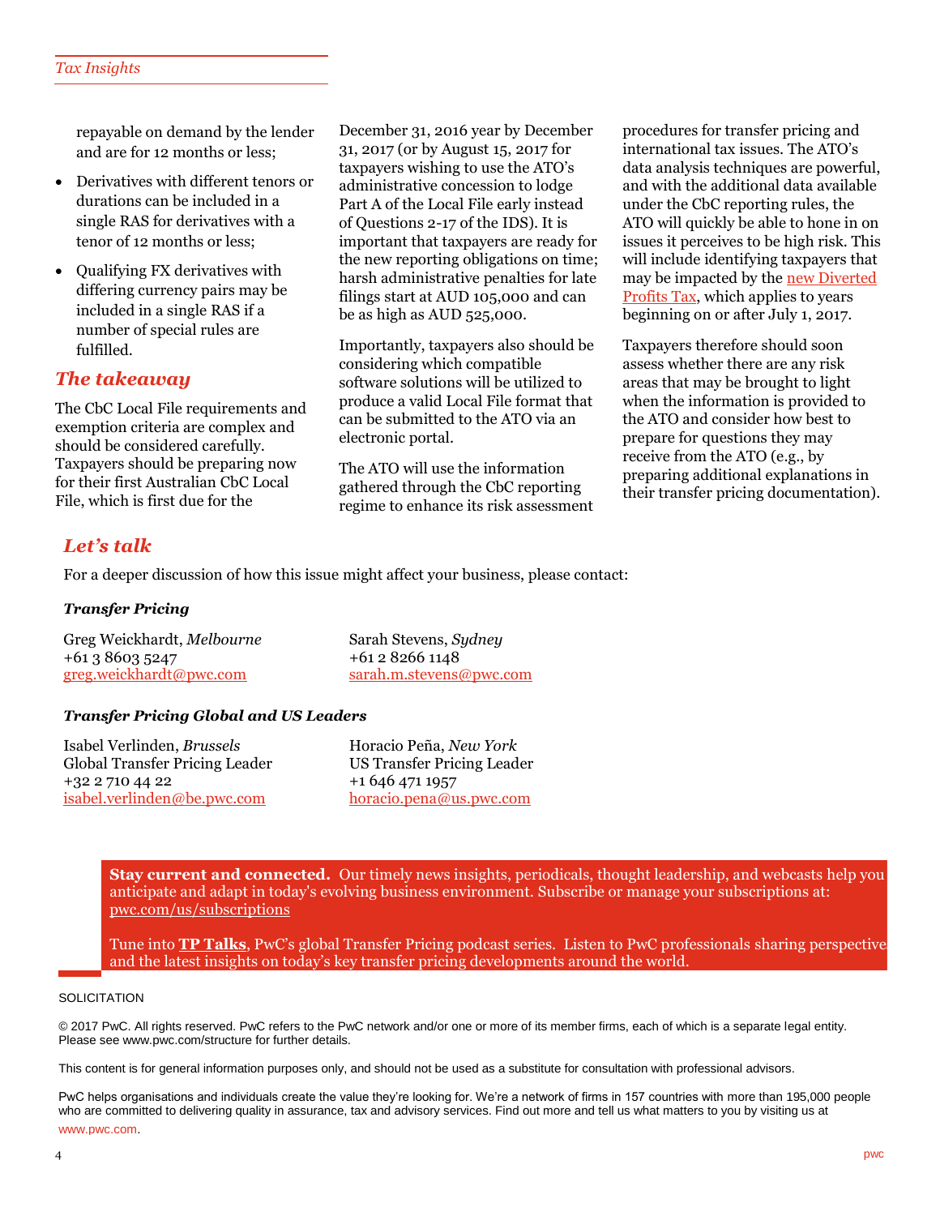repayable on demand by the lender and are for 12 months or less;

- Derivatives with different tenors or durations can be included in a single RAS for derivatives with a tenor of 12 months or less;
- Qualifying FX derivatives with differing currency pairs may be included in a single RAS if a number of special rules are fulfilled.

## The takeaway

The CbC Local File requirements and exemption criteria are complex and should be considered carefully. Taxpayers should be preparing now for their first Australian CbC Local File, which is first due for the December 31, 2016 year by December 31, 2017 (or by August 15, 2017 for taxpayers wishing to use the ATO's administrative concession to lodge Part A of the Local File early instead of Questions 2-17 of the IDS). It is important that taxpayers are ready for the new reporting obligations on time; harsh administrative penalties for late filings start at AUD 105,000 and can be as high as AUD 525,000.

Importantly, taxpayers also should be considering which compatible software solutions will be utilized to produce a valid Local File format that can be submitted to the ATO via an electronic portal.

The ATO will use the information gathered through the CbC reporting regime to enhance its risk assessment procedures for transfer pricing and international tax issues. The ATO's data analysis techniques are powerful, and with the additional data available under the CbC reporting rules, the ATO will quickly be able to hone in on issues it perceives to be high risk. This will include identifying taxpayers that may be impacted by the new Diverted Profits Tax, which applies to years beginning on or after July 1, 2017.

Taxpayers therefore should soon assess whether there are any risk areas that may be brought to light when the information is provided to the ATO and consider how best to prepare for questions they may receive from the ATO (e.g., by preparing additional explanations in their transfer pricing documentation).

## Let's talk

For a deeper discussion of how this issue might affect your business, please contact:

### *Transfer Pricing*

Greg Weickhardt, *Melbourne*
+61 3 8603 5247
greg.weickhardt@pwc.com

Sarah Stevens, *Sydney*
+61 2 8266 1148
sarah.m.stevens@pwc.com

### *Transfer Pricing Global and US Leaders*

Isabel Verlinden, *Brussels*
Global Transfer Pricing Leader
+32 2 710 44 22
isabel.verlinden@be.pwc.com

Horacio Peña, *New York*
US Transfer Pricing Leader
+1 646 471 1957
horacio.pena@us.pwc.com

**Stay current and connected.** Our timely news insights, periodicals, thought leadership, and webcasts help you anticipate and adapt in today's evolving business environment. Subscribe or manage your subscriptions at: pwc.com/us/subscriptions

Tune into **TP Talks**, PwC's global Transfer Pricing podcast series. Listen to PwC professionals sharing perspective and the latest insights on today's key transfer pricing developments around the world.

SOLICITATION

© 2017 PwC. All rights reserved. PwC refers to the PwC network and/or one or more of its member firms, each of which is a separate legal entity. Please see www.pwc.com/structure for further details.

This content is for general information purposes only, and should not be used as a substitute for consultation with professional advisors.

PwC helps organisations and individuals create the value they're looking for. We're a network of firms in 157 countries with more than 195,000 people who are committed to delivering quality in assurance, tax and advisory services. Find out more and tell us what matters to you by visiting us at www.pwc.com.